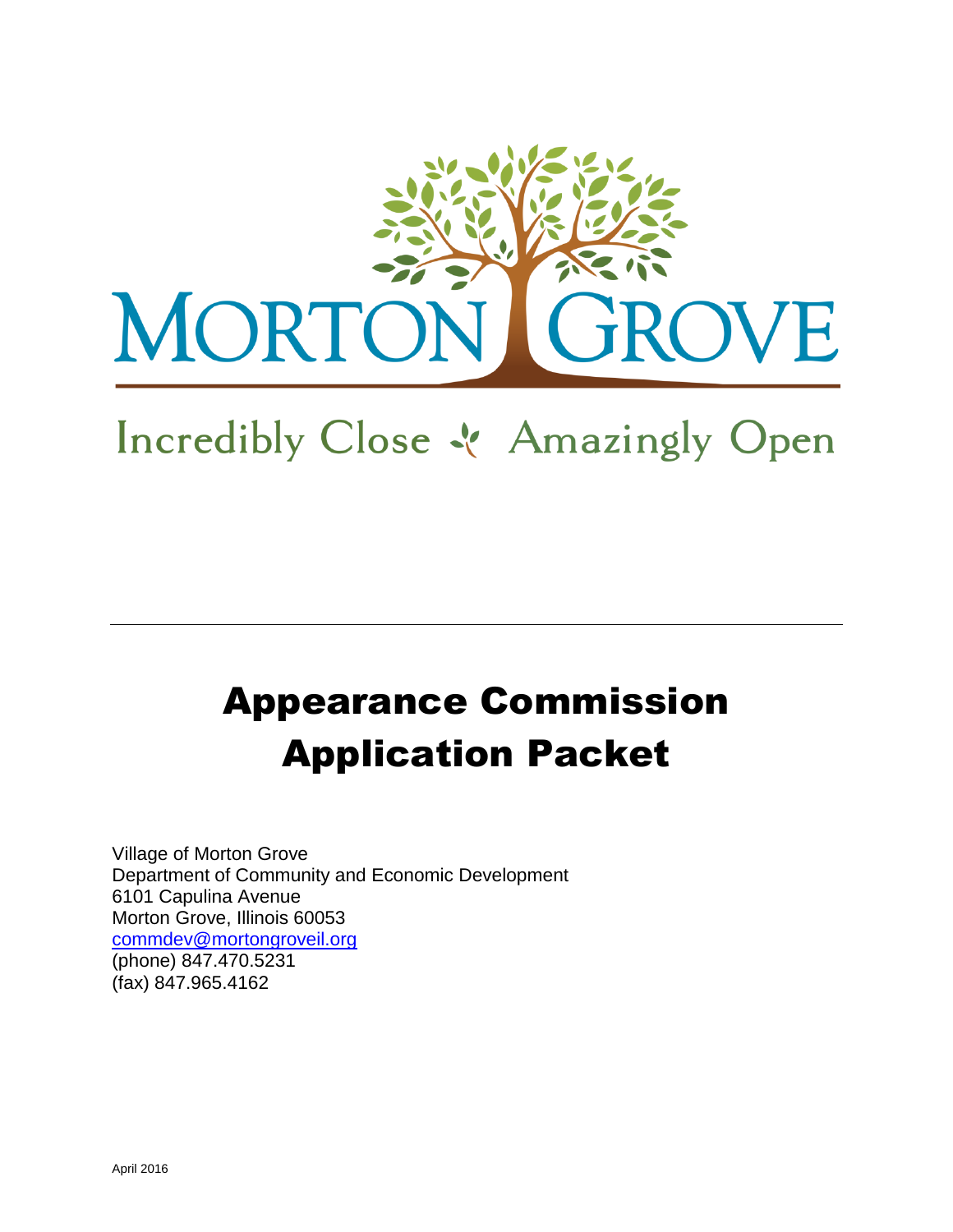MORTON GROVE

Incredibly Close · Amazingly Open

---

# Appearance Commission Application Packet

Village of Morton Grove
Department of Community and Economic Development
6101 Capulina Avenue
Morton Grove, Illinois 60053
commdev@mortongroveil.org
(phone) 847.470.5231
(fax) 847.965.4162

April 2016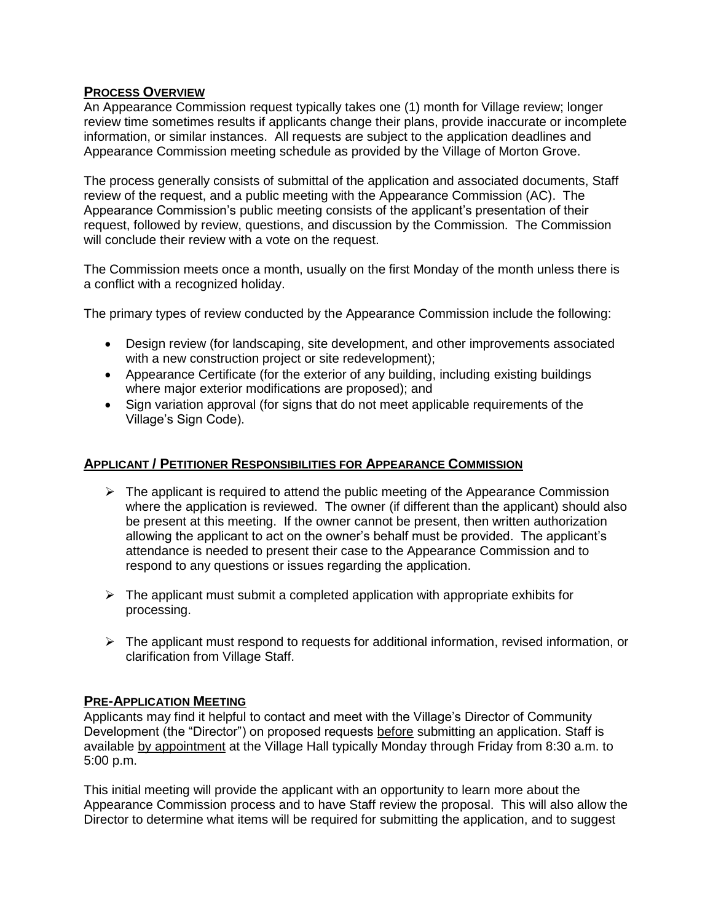## Process Overview

An Appearance Commission request typically takes one (1) month for Village review; longer review time sometimes results if applicants change their plans, provide inaccurate or incomplete information, or similar instances. All requests are subject to the application deadlines and Appearance Commission meeting schedule as provided by the Village of Morton Grove.

The process generally consists of submittal of the application and associated documents, Staff review of the request, and a public meeting with the Appearance Commission (AC). The Appearance Commission's public meeting consists of the applicant's presentation of their request, followed by review, questions, and discussion by the Commission. The Commission will conclude their review with a vote on the request.

The Commission meets once a month, usually on the first Monday of the month unless there is a conflict with a recognized holiday.

The primary types of review conducted by the Appearance Commission include the following:

- Design review (for landscaping, site development, and other improvements associated with a new construction project or site redevelopment);
- Appearance Certificate (for the exterior of any building, including existing buildings where major exterior modifications are proposed); and
- Sign variation approval (for signs that do not meet applicable requirements of the Village's Sign Code).

## Applicant / Petitioner Responsibilities for Appearance Commission

- The applicant is required to attend the public meeting of the Appearance Commission where the application is reviewed. The owner (if different than the applicant) should also be present at this meeting. If the owner cannot be present, then written authorization allowing the applicant to act on the owner's behalf must be provided. The applicant's attendance is needed to present their case to the Appearance Commission and to respond to any questions or issues regarding the application.

- The applicant must submit a completed application with appropriate exhibits for processing.

- The applicant must respond to requests for additional information, revised information, or clarification from Village Staff.

## Pre-Application Meeting

Applicants may find it helpful to contact and meet with the Village's Director of Community Development (the "Director") on proposed requests before submitting an application. Staff is available by appointment at the Village Hall typically Monday through Friday from 8:30 a.m. to 5:00 p.m.

This initial meeting will provide the applicant with an opportunity to learn more about the Appearance Commission process and to have Staff review the proposal. This will also allow the Director to determine what items will be required for submitting the application, and to suggest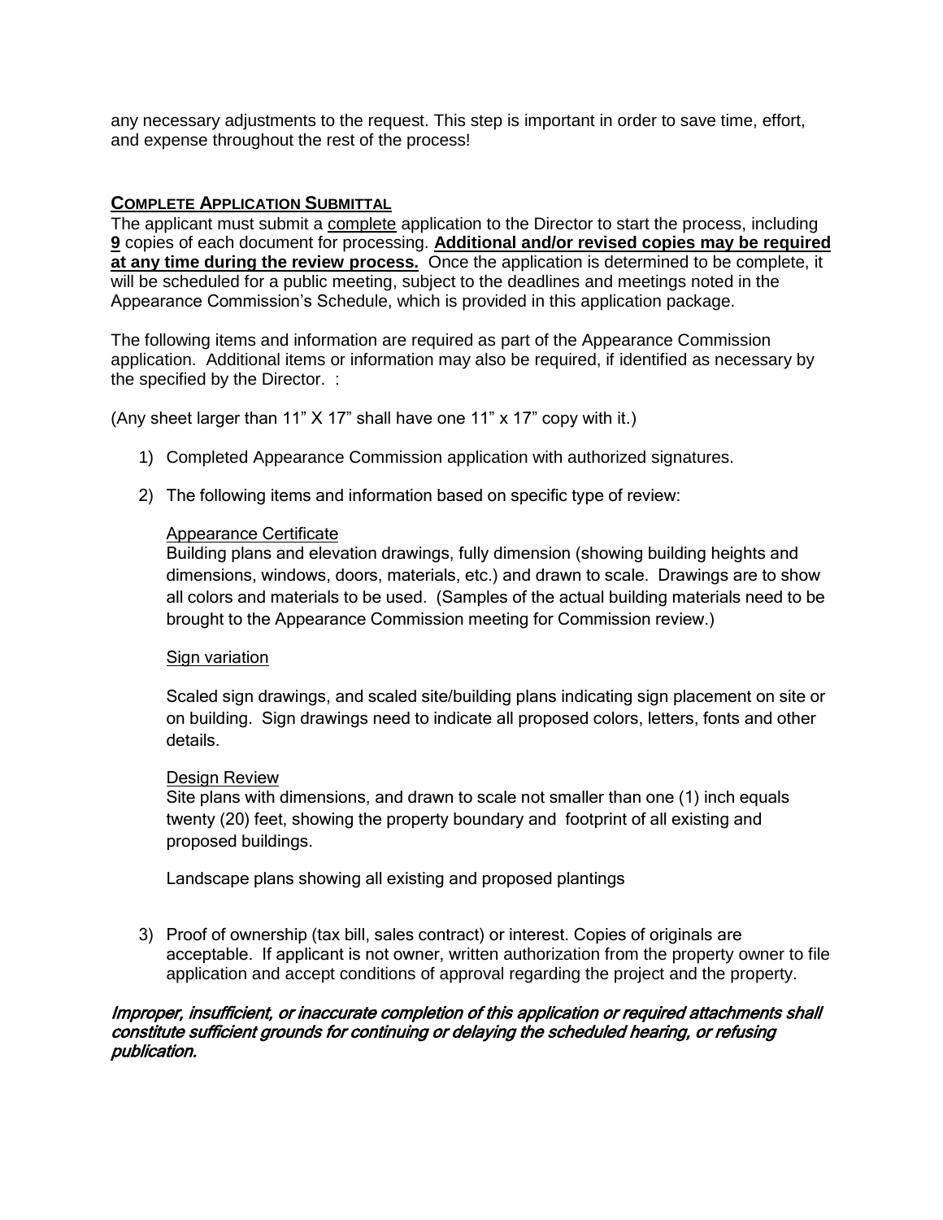any necessary adjustments to the request. This step is important in order to save time, effort, and expense throughout the rest of the process!

## COMPLETE APPLICATION SUBMITTAL

The applicant must submit a complete application to the Director to start the process, including **9** copies of each document for processing. **Additional and/or revised copies may be required at any time during the review process.** Once the application is determined to be complete, it will be scheduled for a public meeting, subject to the deadlines and meetings noted in the Appearance Commission's Schedule, which is provided in this application package.

The following items and information are required as part of the Appearance Commission application. Additional items or information may also be required, if identified as necessary by the specified by the Director. :

(Any sheet larger than 11" X 17" shall have one 11" x 17" copy with it.)

1) Completed Appearance Commission application with authorized signatures.

2) The following items and information based on specific type of review:

   Appearance Certificate
   Building plans and elevation drawings, fully dimension (showing building heights and dimensions, windows, doors, materials, etc.) and drawn to scale. Drawings are to show all colors and materials to be used. (Samples of the actual building materials need to be brought to the Appearance Commission meeting for Commission review.)

   Sign variation

   Scaled sign drawings, and scaled site/building plans indicating sign placement on site or on building. Sign drawings need to indicate all proposed colors, letters, fonts and other details.

   Design Review
   Site plans with dimensions, and drawn to scale not smaller than one (1) inch equals twenty (20) feet, showing the property boundary and footprint of all existing and proposed buildings.

   Landscape plans showing all existing and proposed plantings

3) Proof of ownership (tax bill, sales contract) or interest. Copies of originals are acceptable. If applicant is not owner, written authorization from the property owner to file application and accept conditions of approval regarding the project and the property.

***Improper, insufficient, or inaccurate completion of this application or required attachments shall constitute sufficient grounds for continuing or delaying the scheduled hearing, or refusing publication.***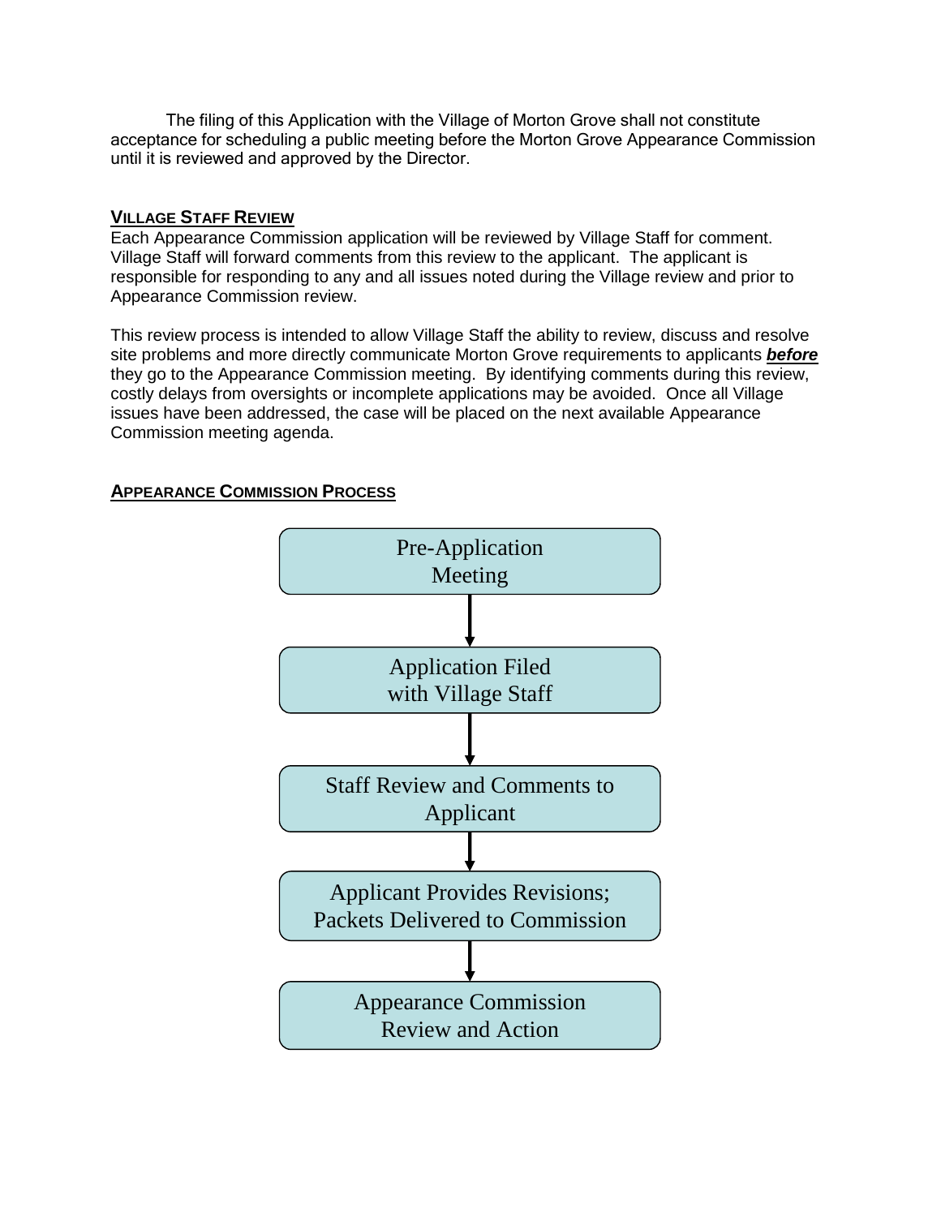The filing of this Application with the Village of Morton Grove shall not constitute acceptance for scheduling a public meeting before the Morton Grove Appearance Commission until it is reviewed and approved by the Director.

## VILLAGE STAFF REVIEW

Each Appearance Commission application will be reviewed by Village Staff for comment. Village Staff will forward comments from this review to the applicant. The applicant is responsible for responding to any and all issues noted during the Village review and prior to Appearance Commission review.

This review process is intended to allow Village Staff the ability to review, discuss and resolve site problems and more directly communicate Morton Grove requirements to applicants ***before*** they go to the Appearance Commission meeting. By identifying comments during this review, costly delays from oversights or incomplete applications may be avoided. Once all Village issues have been addressed, the case will be placed on the next available Appearance Commission meeting agenda.

## APPEARANCE COMMISSION PROCESS

Pre-Application Meeting

↓

Application Filed with Village Staff

↓

Staff Review and Comments to Applicant

↓

Applicant Provides Revisions; Packets Delivered to Commission

↓

Appearance Commission Review and Action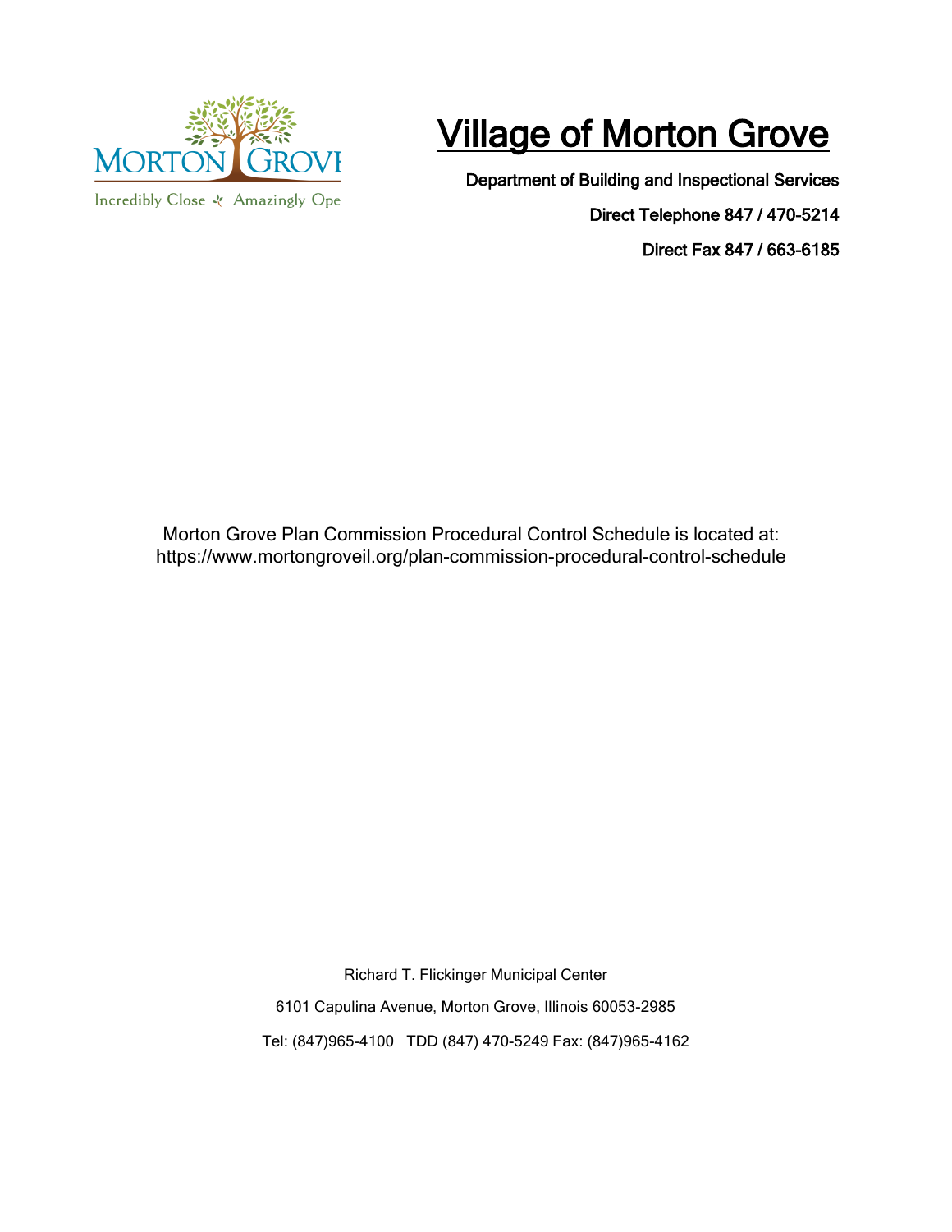# Village of Morton Grove

**Department of Building and Inspectional Services**

**Direct Telephone 847 / 470-5214**

**Direct Fax 847 / 663-6185**

Morton Grove Plan Commission Procedural Control Schedule is located at:
https://www.mortongroveil.org/plan-commission-procedural-control-schedule

Richard T. Flickinger Municipal Center

6101 Capulina Avenue, Morton Grove, Illinois 60053-2985

Tel: (847)965-4100 TDD (847) 470-5249 Fax: (847)965-4162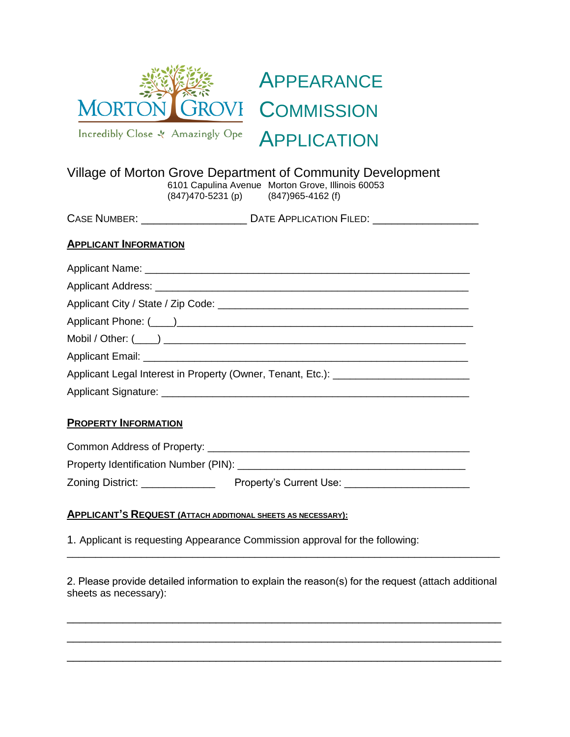# Appearance Commission Application

## Village of Morton Grove Department of Community Development

6101 Capulina Avenue Morton Grove, Illinois 60053
(847)470-5231 (p) (847)965-4162 (f)

CASE NUMBER: _________________ DATE APPLICATION FILED: _________________

### APPLICANT INFORMATION

Applicant Name: ____________________________________________________

Applicant Address: __________________________________________________

Applicant City / State / Zip Code: ________________________________________

Applicant Phone: (____)_______________________________________________

Mobil / Other: (____) _________________________________________________

Applicant Email: ____________________________________________________

Applicant Legal Interest in Property (Owner, Tenant, Etc.): ______________________

Applicant Signature: _________________________________________________

### PROPERTY INFORMATION

Common Address of Property: ___________________________________________

Property Identification Number (PIN): _____________________________________

Zoning District: ____________ Property's Current Use: _____________________

### APPLICANT'S REQUEST (ATTACH ADDITIONAL SHEETS AS NECESSARY):

1. Applicant is requesting Appearance Commission approval for the following:

______________________________________________________________________

2. Please provide detailed information to explain the reason(s) for the request (attach additional sheets as necessary):

______________________________________________________________________

______________________________________________________________________

______________________________________________________________________